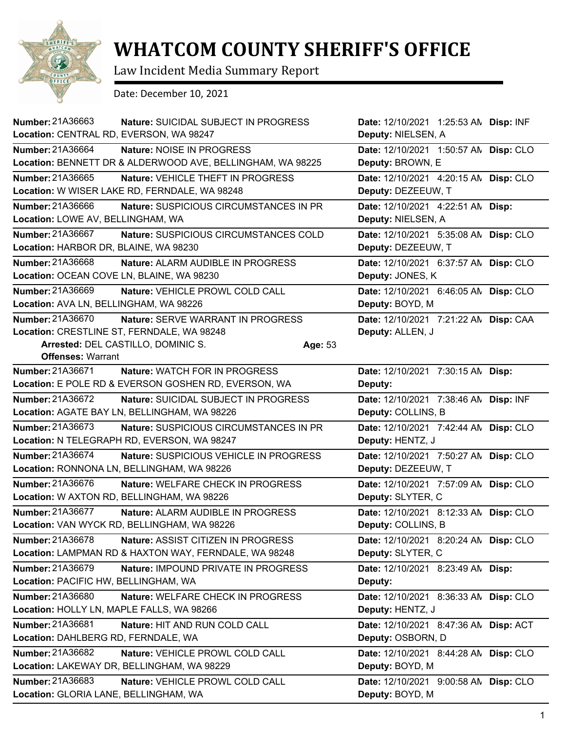# WHATCOM COUNTY SHERIFF'S OFFICE

Law Incident Media Summary Report

Date: December 10, 2021

**Number:** 21A36663 **Nature:** SUICIDAL SUBJECT IN PROGRESS **Date:** 12/10/2021 1:25:53 AM **Disp:** INF
**Location:** CENTRAL RD, EVERSON, WA 98247 **Deputy:** NIELSEN, A

**Number:** 21A36664 **Nature:** NOISE IN PROGRESS **Date:** 12/10/2021 1:50:57 AM **Disp:** CLO
**Location:** BENNETT DR & ALDERWOOD AVE, BELLINGHAM, WA 98225 **Deputy:** BROWN, E

**Number:** 21A36665 **Nature:** VEHICLE THEFT IN PROGRESS **Date:** 12/10/2021 4:20:15 AM **Disp:** CLO
**Location:** W WISER LAKE RD, FERNDALE, WA 98248 **Deputy:** DEZEEUW, T

**Number:** 21A36666 **Nature:** SUSPICIOUS CIRCUMSTANCES IN PR **Date:** 12/10/2021 4:22:51 AM **Disp:**
**Location:** LOWE AV, BELLINGHAM, WA **Deputy:** NIELSEN, A

**Number:** 21A36667 **Nature:** SUSPICIOUS CIRCUMSTANCES COLD **Date:** 12/10/2021 5:35:08 AM **Disp:** CLO
**Location:** HARBOR DR, BLAINE, WA 98230 **Deputy:** DEZEEUW, T

**Number:** 21A36668 **Nature:** ALARM AUDIBLE IN PROGRESS **Date:** 12/10/2021 6:37:57 AM **Disp:** CLO
**Location:** OCEAN COVE LN, BLAINE, WA 98230 **Deputy:** JONES, K

**Number:** 21A36669 **Nature:** VEHICLE PROWL COLD CALL **Date:** 12/10/2021 6:46:05 AM **Disp:** CLO
**Location:** AVA LN, BELLINGHAM, WA 98226 **Deputy:** BOYD, M

**Number:** 21A36670 **Nature:** SERVE WARRANT IN PROGRESS **Date:** 12/10/2021 7:21:22 AM **Disp:** CAA
**Location:** CRESTLINE ST, FERNDALE, WA 98248 **Deputy:** ALLEN, J
**Arrested:** DEL CASTILLO, DOMINIC S. **Age:** 53
**Offenses:** Warrant

**Number:** 21A36671 **Nature:** WATCH FOR IN PROGRESS **Date:** 12/10/2021 7:30:15 AM **Disp:**
**Location:** E POLE RD & EVERSON GOSHEN RD, EVERSON, WA **Deputy:**

**Number:** 21A36672 **Nature:** SUICIDAL SUBJECT IN PROGRESS **Date:** 12/10/2021 7:38:46 AM **Disp:** INF
**Location:** AGATE BAY LN, BELLINGHAM, WA 98226 **Deputy:** COLLINS, B

**Number:** 21A36673 **Nature:** SUSPICIOUS CIRCUMSTANCES IN PR **Date:** 12/10/2021 7:42:44 AM **Disp:** CLO
**Location:** N TELEGRAPH RD, EVERSON, WA 98247 **Deputy:** HENTZ, J

**Number:** 21A36674 **Nature:** SUSPICIOUS VEHICLE IN PROGRESS **Date:** 12/10/2021 7:50:27 AM **Disp:** CLO
**Location:** RONNONA LN, BELLINGHAM, WA 98226 **Deputy:** DEZEEUW, T

**Number:** 21A36676 **Nature:** WELFARE CHECK IN PROGRESS **Date:** 12/10/2021 7:57:09 AM **Disp:** CLO
**Location:** W AXTON RD, BELLINGHAM, WA 98226 **Deputy:** SLYTER, C

**Number:** 21A36677 **Nature:** ALARM AUDIBLE IN PROGRESS **Date:** 12/10/2021 8:12:33 AM **Disp:** CLO
**Location:** VAN WYCK RD, BELLINGHAM, WA 98226 **Deputy:** COLLINS, B

**Number:** 21A36678 **Nature:** ASSIST CITIZEN IN PROGRESS **Date:** 12/10/2021 8:20:24 AM **Disp:** CLO
**Location:** LAMPMAN RD & HAXTON WAY, FERNDALE, WA 98248 **Deputy:** SLYTER, C

**Number:** 21A36679 **Nature:** IMPOUND PRIVATE IN PROGRESS **Date:** 12/10/2021 8:23:49 AM **Disp:**
**Location:** PACIFIC HW, BELLINGHAM, WA **Deputy:**

**Number:** 21A36680 **Nature:** WELFARE CHECK IN PROGRESS **Date:** 12/10/2021 8:36:33 AM **Disp:** CLO
**Location:** HOLLY LN, MAPLE FALLS, WA 98266 **Deputy:** HENTZ, J

**Number:** 21A36681 **Nature:** HIT AND RUN COLD CALL **Date:** 12/10/2021 8:47:36 AM **Disp:** ACT
**Location:** DAHLBERG RD, FERNDALE, WA **Deputy:** OSBORN, D

**Number:** 21A36682 **Nature:** VEHICLE PROWL COLD CALL **Date:** 12/10/2021 8:44:28 AM **Disp:** CLO
**Location:** LAKEWAY DR, BELLINGHAM, WA 98229 **Deputy:** BOYD, M

**Number:** 21A36683 **Nature:** VEHICLE PROWL COLD CALL **Date:** 12/10/2021 9:00:58 AM **Disp:** CLO
**Location:** GLORIA LANE, BELLINGHAM, WA **Deputy:** BOYD, M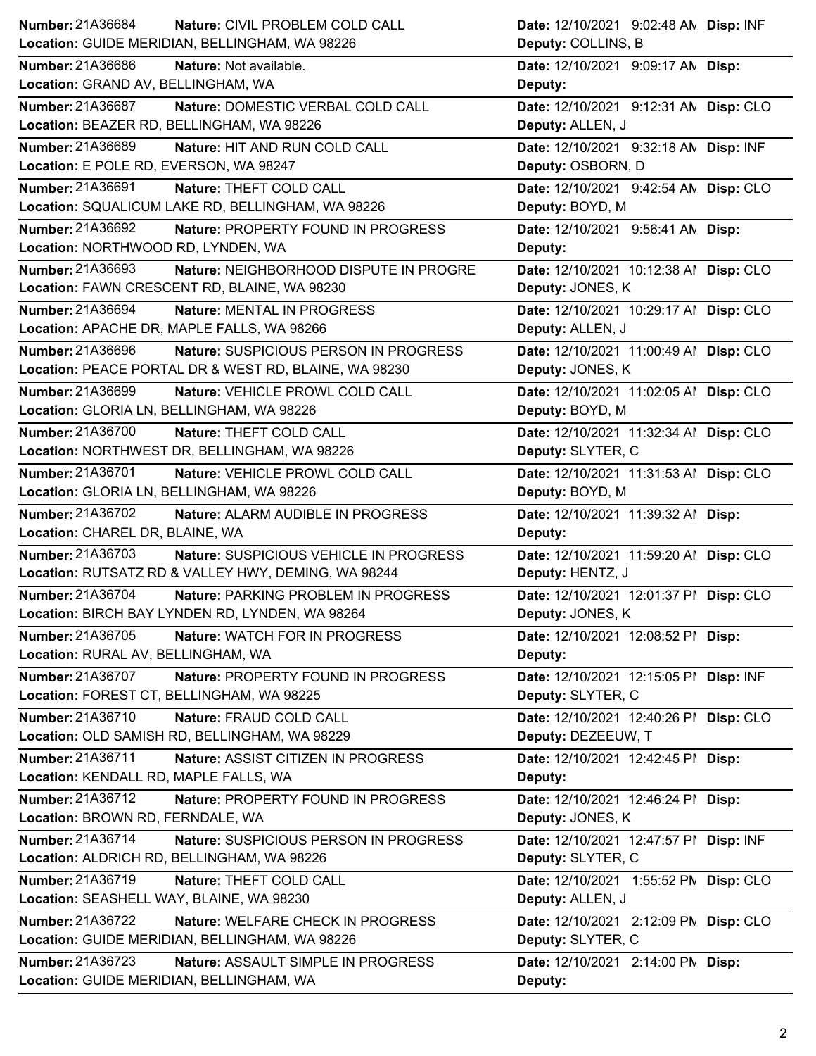**Number:** 21A36684 **Nature:** CIVIL PROBLEM COLD CALL **Date:** 12/10/2021 9:02:48 AM **Disp:** INF
**Location:** GUIDE MERIDIAN, BELLINGHAM, WA 98226 **Deputy:** COLLINS, B

**Number:** 21A36686 **Nature:** Not available. **Date:** 12/10/2021 9:09:17 AM **Disp:**
**Location:** GRAND AV, BELLINGHAM, WA **Deputy:**

**Number:** 21A36687 **Nature:** DOMESTIC VERBAL COLD CALL **Date:** 12/10/2021 9:12:31 AM **Disp:** CLO
**Location:** BEAZER RD, BELLINGHAM, WA 98226 **Deputy:** ALLEN, J

**Number:** 21A36689 **Nature:** HIT AND RUN COLD CALL **Date:** 12/10/2021 9:32:18 AM **Disp:** INF
**Location:** E POLE RD, EVERSON, WA 98247 **Deputy:** OSBORN, D

**Number:** 21A36691 **Nature:** THEFT COLD CALL **Date:** 12/10/2021 9:42:54 AM **Disp:** CLO
**Location:** SQUALICUM LAKE RD, BELLINGHAM, WA 98226 **Deputy:** BOYD, M

**Number:** 21A36692 **Nature:** PROPERTY FOUND IN PROGRESS **Date:** 12/10/2021 9:56:41 AM **Disp:**
**Location:** NORTHWOOD RD, LYNDEN, WA **Deputy:**

**Number:** 21A36693 **Nature:** NEIGHBORHOOD DISPUTE IN PROGRE **Date:** 12/10/2021 10:12:38 AM **Disp:** CLO
**Location:** FAWN CRESCENT RD, BLAINE, WA 98230 **Deputy:** JONES, K

**Number:** 21A36694 **Nature:** MENTAL IN PROGRESS **Date:** 12/10/2021 10:29:17 AM **Disp:** CLO
**Location:** APACHE DR, MAPLE FALLS, WA 98266 **Deputy:** ALLEN, J

**Number:** 21A36696 **Nature:** SUSPICIOUS PERSON IN PROGRESS **Date:** 12/10/2021 11:00:49 AM **Disp:** CLO
**Location:** PEACE PORTAL DR & WEST RD, BLAINE, WA 98230 **Deputy:** JONES, K

**Number:** 21A36699 **Nature:** VEHICLE PROWL COLD CALL **Date:** 12/10/2021 11:02:05 AM **Disp:** CLO
**Location:** GLORIA LN, BELLINGHAM, WA 98226 **Deputy:** BOYD, M

**Number:** 21A36700 **Nature:** THEFT COLD CALL **Date:** 12/10/2021 11:32:34 AM **Disp:** CLO
**Location:** NORTHWEST DR, BELLINGHAM, WA 98226 **Deputy:** SLYTER, C

**Number:** 21A36701 **Nature:** VEHICLE PROWL COLD CALL **Date:** 12/10/2021 11:31:53 AM **Disp:** CLO
**Location:** GLORIA LN, BELLINGHAM, WA 98226 **Deputy:** BOYD, M

**Number:** 21A36702 **Nature:** ALARM AUDIBLE IN PROGRESS **Date:** 12/10/2021 11:39:32 AM **Disp:**
**Location:** CHAREL DR, BLAINE, WA **Deputy:**

**Number:** 21A36703 **Nature:** SUSPICIOUS VEHICLE IN PROGRESS **Date:** 12/10/2021 11:59:20 AM **Disp:** CLO
**Location:** RUTSATZ RD & VALLEY HWY, DEMING, WA 98244 **Deputy:** HENTZ, J

**Number:** 21A36704 **Nature:** PARKING PROBLEM IN PROGRESS **Date:** 12/10/2021 12:01:37 PM **Disp:** CLO
**Location:** BIRCH BAY LYNDEN RD, LYNDEN, WA 98264 **Deputy:** JONES, K

**Number:** 21A36705 **Nature:** WATCH FOR IN PROGRESS **Date:** 12/10/2021 12:08:52 PM **Disp:**
**Location:** RURAL AV, BELLINGHAM, WA **Deputy:**

**Number:** 21A36707 **Nature:** PROPERTY FOUND IN PROGRESS **Date:** 12/10/2021 12:15:05 PM **Disp:** INF
**Location:** FOREST CT, BELLINGHAM, WA 98225 **Deputy:** SLYTER, C

**Number:** 21A36710 **Nature:** FRAUD COLD CALL **Date:** 12/10/2021 12:40:26 PM **Disp:** CLO
**Location:** OLD SAMISH RD, BELLINGHAM, WA 98229 **Deputy:** DEZEEUW, T

**Number:** 21A36711 **Nature:** ASSIST CITIZEN IN PROGRESS **Date:** 12/10/2021 12:42:45 PM **Disp:**
**Location:** KENDALL RD, MAPLE FALLS, WA **Deputy:**

**Number:** 21A36712 **Nature:** PROPERTY FOUND IN PROGRESS **Date:** 12/10/2021 12:46:24 PM **Disp:**
**Location:** BROWN RD, FERNDALE, WA **Deputy:** JONES, K

**Number:** 21A36714 **Nature:** SUSPICIOUS PERSON IN PROGRESS **Date:** 12/10/2021 12:47:57 PM **Disp:** INF
**Location:** ALDRICH RD, BELLINGHAM, WA 98226 **Deputy:** SLYTER, C

**Number:** 21A36719 **Nature:** THEFT COLD CALL **Date:** 12/10/2021 1:55:52 PM **Disp:** CLO
**Location:** SEASHELL WAY, BLAINE, WA 98230 **Deputy:** ALLEN, J

**Number:** 21A36722 **Nature:** WELFARE CHECK IN PROGRESS **Date:** 12/10/2021 2:12:09 PM **Disp:** CLO
**Location:** GUIDE MERIDIAN, BELLINGHAM, WA 98226 **Deputy:** SLYTER, C

**Number:** 21A36723 **Nature:** ASSAULT SIMPLE IN PROGRESS **Date:** 12/10/2021 2:14:00 PM **Disp:**
**Location:** GUIDE MERIDIAN, BELLINGHAM, WA **Deputy:**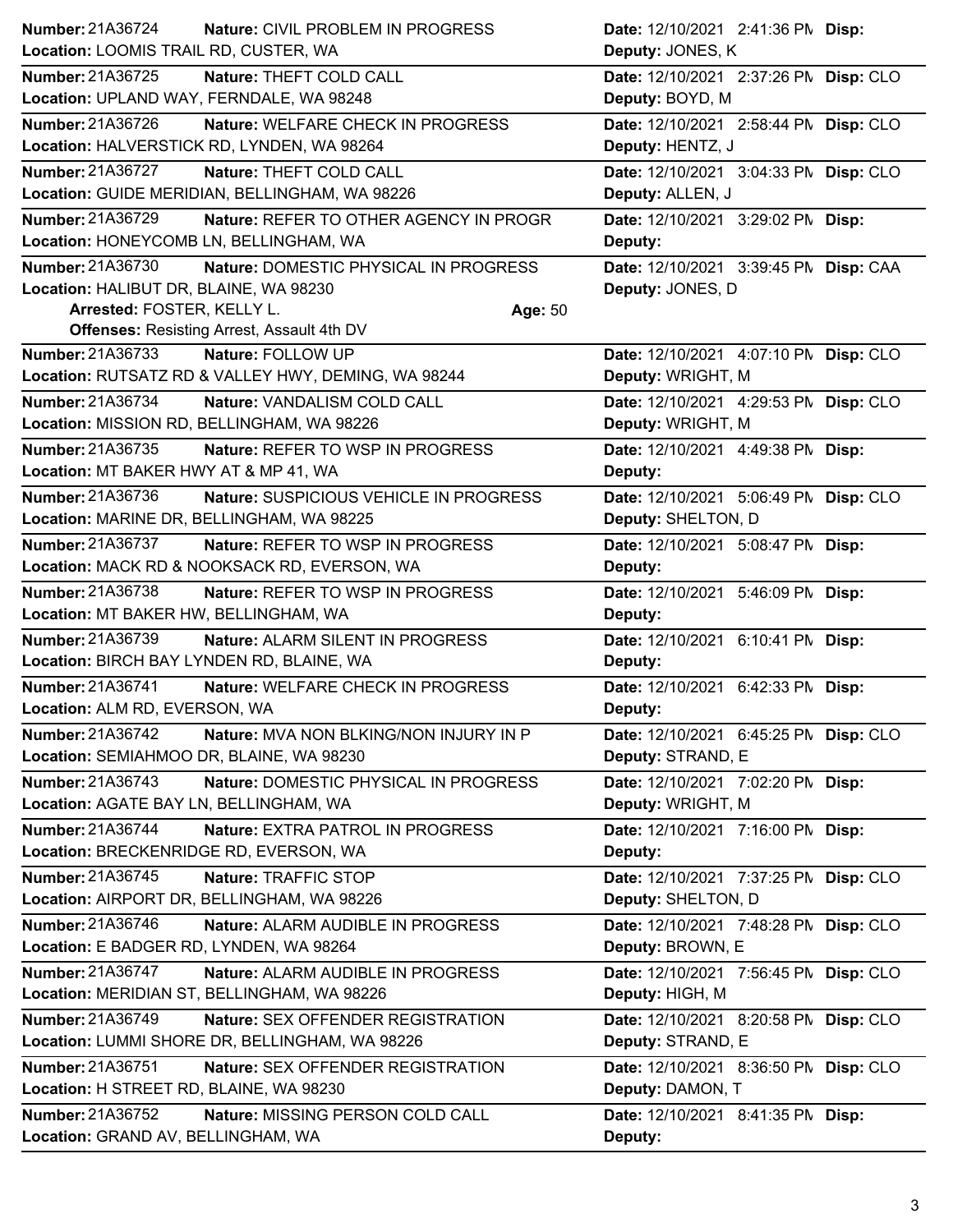**Number:** 21A36724 **Nature:** CIVIL PROBLEM IN PROGRESS **Date:** 12/10/2021 2:41:36 PM **Disp:**
**Location:** LOOMIS TRAIL RD, CUSTER, WA **Deputy:** JONES, K

---

**Number:** 21A36725 **Nature:** THEFT COLD CALL **Date:** 12/10/2021 2:37:26 PM **Disp:** CLO
**Location:** UPLAND WAY, FERNDALE, WA 98248 **Deputy:** BOYD, M

---

**Number:** 21A36726 **Nature:** WELFARE CHECK IN PROGRESS **Date:** 12/10/2021 2:58:44 PM **Disp:** CLO
**Location:** HALVERSTICK RD, LYNDEN, WA 98264 **Deputy:** HENTZ, J

---

**Number:** 21A36727 **Nature:** THEFT COLD CALL **Date:** 12/10/2021 3:04:33 PM **Disp:** CLO
**Location:** GUIDE MERIDIAN, BELLINGHAM, WA 98226 **Deputy:** ALLEN, J

---

**Number:** 21A36729 **Nature:** REFER TO OTHER AGENCY IN PROGR **Date:** 12/10/2021 3:29:02 PM **Disp:**
**Location:** HONEYCOMB LN, BELLINGHAM, WA **Deputy:**

---

**Number:** 21A36730 **Nature:** DOMESTIC PHYSICAL IN PROGRESS **Date:** 12/10/2021 3:39:45 PM **Disp:** CAA
**Location:** HALIBUT DR, BLAINE, WA 98230 **Deputy:** JONES, D
**Arrested:** FOSTER, KELLY L. **Age:** 50
**Offenses:** Resisting Arrest, Assault 4th DV

---

**Number:** 21A36733 **Nature:** FOLLOW UP **Date:** 12/10/2021 4:07:10 PM **Disp:** CLO
**Location:** RUTSATZ RD & VALLEY HWY, DEMING, WA 98244 **Deputy:** WRIGHT, M

---

**Number:** 21A36734 **Nature:** VANDALISM COLD CALL **Date:** 12/10/2021 4:29:53 PM **Disp:** CLO
**Location:** MISSION RD, BELLINGHAM, WA 98226 **Deputy:** WRIGHT, M

---

**Number:** 21A36735 **Nature:** REFER TO WSP IN PROGRESS **Date:** 12/10/2021 4:49:38 PM **Disp:**
**Location:** MT BAKER HWY AT & MP 41, WA **Deputy:**

---

**Number:** 21A36736 **Nature:** SUSPICIOUS VEHICLE IN PROGRESS **Date:** 12/10/2021 5:06:49 PM **Disp:** CLO
**Location:** MARINE DR, BELLINGHAM, WA 98225 **Deputy:** SHELTON, D

---

**Number:** 21A36737 **Nature:** REFER TO WSP IN PROGRESS **Date:** 12/10/2021 5:08:47 PM **Disp:**
**Location:** MACK RD & NOOKSACK RD, EVERSON, WA **Deputy:**

---

**Number:** 21A36738 **Nature:** REFER TO WSP IN PROGRESS **Date:** 12/10/2021 5:46:09 PM **Disp:**
**Location:** MT BAKER HW, BELLINGHAM, WA **Deputy:**

---

**Number:** 21A36739 **Nature:** ALARM SILENT IN PROGRESS **Date:** 12/10/2021 6:10:41 PM **Disp:**
**Location:** BIRCH BAY LYNDEN RD, BLAINE, WA **Deputy:**

---

**Number:** 21A36741 **Nature:** WELFARE CHECK IN PROGRESS **Date:** 12/10/2021 6:42:33 PM **Disp:**
**Location:** ALM RD, EVERSON, WA **Deputy:**

---

**Number:** 21A36742 **Nature:** MVA NON BLKING/NON INJURY IN P **Date:** 12/10/2021 6:45:25 PM **Disp:** CLO
**Location:** SEMIAHMOO DR, BLAINE, WA 98230 **Deputy:** STRAND, E

---

**Number:** 21A36743 **Nature:** DOMESTIC PHYSICAL IN PROGRESS **Date:** 12/10/2021 7:02:20 PM **Disp:**
**Location:** AGATE BAY LN, BELLINGHAM, WA **Deputy:** WRIGHT, M

---

**Number:** 21A36744 **Nature:** EXTRA PATROL IN PROGRESS **Date:** 12/10/2021 7:16:00 PM **Disp:**
**Location:** BRECKENRIDGE RD, EVERSON, WA **Deputy:**

---

**Number:** 21A36745 **Nature:** TRAFFIC STOP **Date:** 12/10/2021 7:37:25 PM **Disp:** CLO
**Location:** AIRPORT DR, BELLINGHAM, WA 98226 **Deputy:** SHELTON, D

---

**Number:** 21A36746 **Nature:** ALARM AUDIBLE IN PROGRESS **Date:** 12/10/2021 7:48:28 PM **Disp:** CLO
**Location:** E BADGER RD, LYNDEN, WA 98264 **Deputy:** BROWN, E

---

**Number:** 21A36747 **Nature:** ALARM AUDIBLE IN PROGRESS **Date:** 12/10/2021 7:56:45 PM **Disp:** CLO
**Location:** MERIDIAN ST, BELLINGHAM, WA 98226 **Deputy:** HIGH, M

---

**Number:** 21A36749 **Nature:** SEX OFFENDER REGISTRATION **Date:** 12/10/2021 8:20:58 PM **Disp:** CLO
**Location:** LUMMI SHORE DR, BELLINGHAM, WA 98226 **Deputy:** STRAND, E

---

**Number:** 21A36751 **Nature:** SEX OFFENDER REGISTRATION **Date:** 12/10/2021 8:36:50 PM **Disp:** CLO
**Location:** H STREET RD, BLAINE, WA 98230 **Deputy:** DAMON, T

---

**Number:** 21A36752 **Nature:** MISSING PERSON COLD CALL **Date:** 12/10/2021 8:41:35 PM **Disp:**
**Location:** GRAND AV, BELLINGHAM, WA **Deputy:**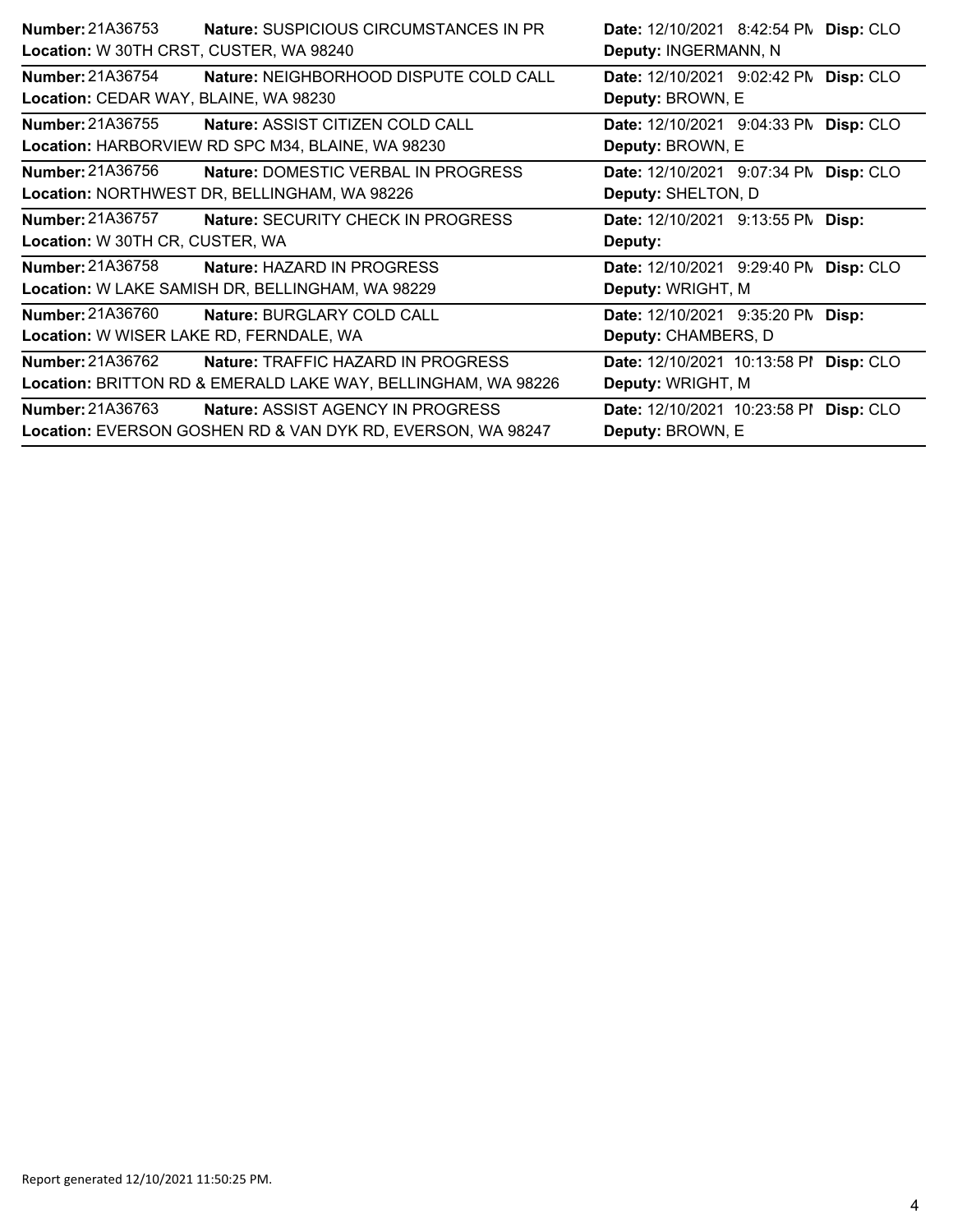**Number:** 21A36753 **Nature:** SUSPICIOUS CIRCUMSTANCES IN PR **Date:** 12/10/2021 8:42:54 PM **Disp:** CLO
**Location:** W 30TH CRST, CUSTER, WA 98240 **Deputy:** INGERMANN, N

**Number:** 21A36754 **Nature:** NEIGHBORHOOD DISPUTE COLD CALL **Date:** 12/10/2021 9:02:42 PM **Disp:** CLO
**Location:** CEDAR WAY, BLAINE, WA 98230 **Deputy:** BROWN, E

**Number:** 21A36755 **Nature:** ASSIST CITIZEN COLD CALL **Date:** 12/10/2021 9:04:33 PM **Disp:** CLO
**Location:** HARBORVIEW RD SPC M34, BLAINE, WA 98230 **Deputy:** BROWN, E

**Number:** 21A36756 **Nature:** DOMESTIC VERBAL IN PROGRESS **Date:** 12/10/2021 9:07:34 PM **Disp:** CLO
**Location:** NORTHWEST DR, BELLINGHAM, WA 98226 **Deputy:** SHELTON, D

**Number:** 21A36757 **Nature:** SECURITY CHECK IN PROGRESS **Date:** 12/10/2021 9:13:55 PM **Disp:**
**Location:** W 30TH CR, CUSTER, WA **Deputy:**

**Number:** 21A36758 **Nature:** HAZARD IN PROGRESS **Date:** 12/10/2021 9:29:40 PM **Disp:** CLO
**Location:** W LAKE SAMISH DR, BELLINGHAM, WA 98229 **Deputy:** WRIGHT, M

**Number:** 21A36760 **Nature:** BURGLARY COLD CALL **Date:** 12/10/2021 9:35:20 PM **Disp:**
**Location:** W WISER LAKE RD, FERNDALE, WA **Deputy:** CHAMBERS, D

**Number:** 21A36762 **Nature:** TRAFFIC HAZARD IN PROGRESS **Date:** 12/10/2021 10:13:58 PM **Disp:** CLO
**Location:** BRITTON RD & EMERALD LAKE WAY, BELLINGHAM, WA 98226 **Deputy:** WRIGHT, M

**Number:** 21A36763 **Nature:** ASSIST AGENCY IN PROGRESS **Date:** 12/10/2021 10:23:58 PM **Disp:** CLO
**Location:** EVERSON GOSHEN RD & VAN DYK RD, EVERSON, WA 98247 **Deputy:** BROWN, E

Report generated 12/10/2021 11:50:25 PM.